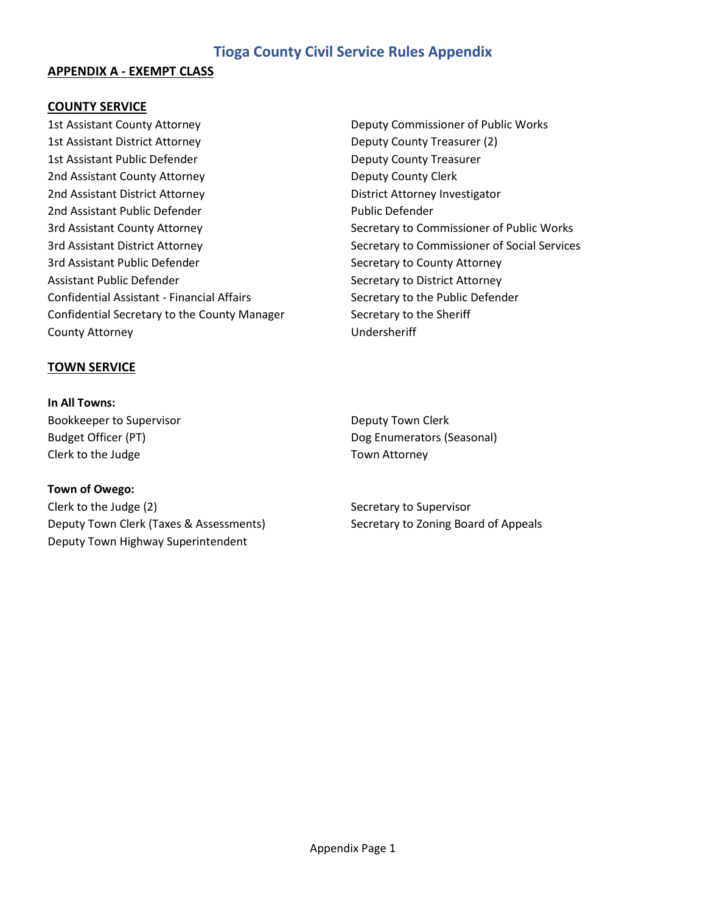# Tioga County Civil Service Rules Appendix

## APPENDIX A - EXEMPT CLASS

### COUNTY SERVICE

1st Assistant County Attorney
1st Assistant District Attorney
1st Assistant Public Defender
2nd Assistant County Attorney
2nd Assistant District Attorney
2nd Assistant Public Defender
3rd Assistant County Attorney
3rd Assistant District Attorney
3rd Assistant Public Defender
Assistant Public Defender
Confidential Assistant - Financial Affairs
Confidential Secretary to the County Manager
County Attorney
Deputy Commissioner of Public Works
Deputy County Treasurer (2)
Deputy County Treasurer
Deputy County Clerk
District Attorney Investigator
Public Defender
Secretary to Commissioner of Public Works
Secretary to Commissioner of Social Services
Secretary to County Attorney
Secretary to District Attorney
Secretary to the Public Defender
Secretary to the Sheriff
Undersheriff

### TOWN SERVICE

**In All Towns:**

Bookkeeper to Supervisor
Budget Officer (PT)
Clerk to the Judge
Deputy Town Clerk
Dog Enumerators (Seasonal)
Town Attorney

**Town of Owego:**

Clerk to the Judge (2)
Deputy Town Clerk (Taxes & Assessments)
Deputy Town Highway Superintendent
Secretary to Supervisor
Secretary to Zoning Board of Appeals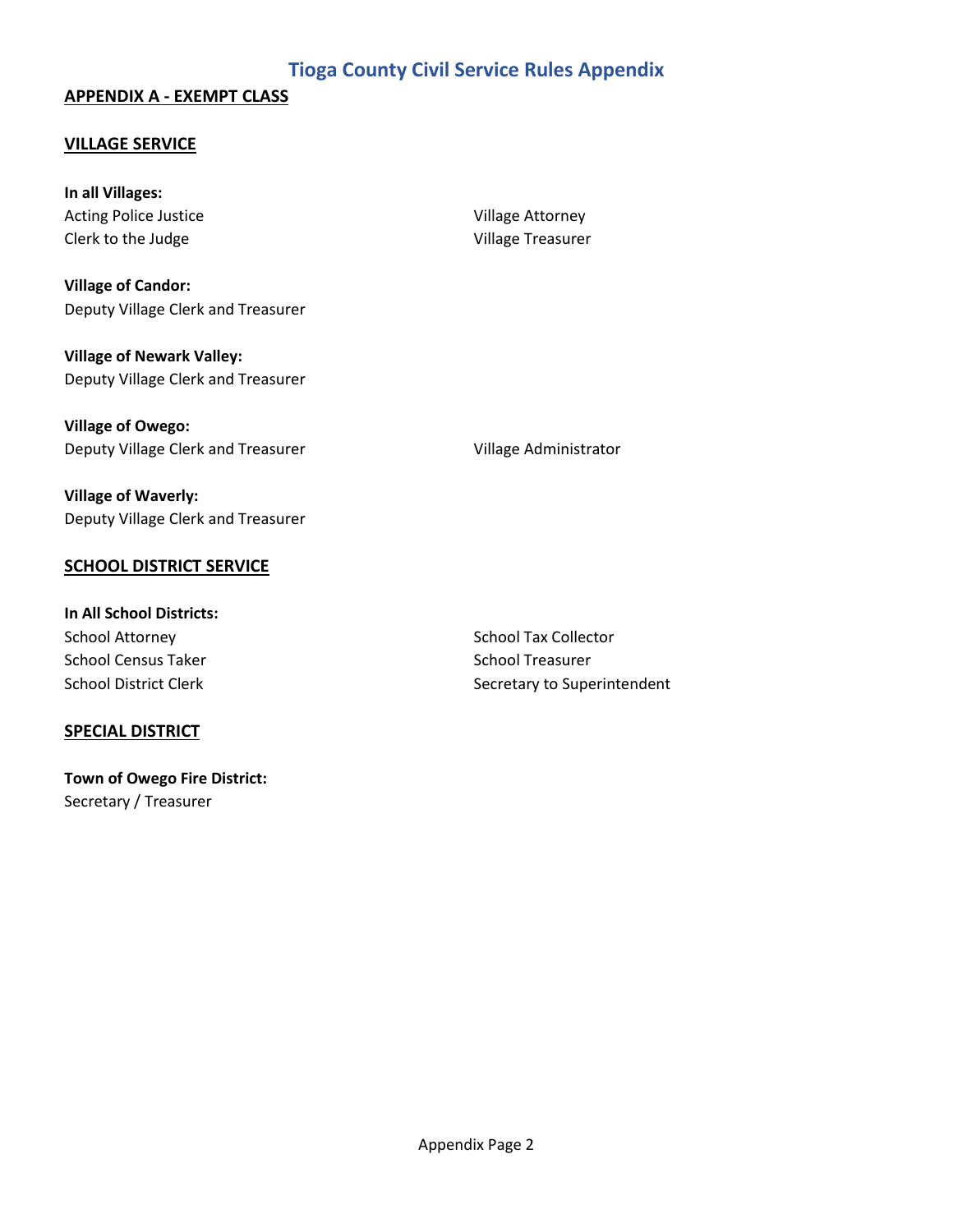# Tioga County Civil Service Rules Appendix

## APPENDIX A - EXEMPT CLASS

### VILLAGE SERVICE

**In all Villages:**

Acting Police Justice
Clerk to the Judge
Village Attorney
Village Treasurer

**Village of Candor:**

Deputy Village Clerk and Treasurer

**Village of Newark Valley:**

Deputy Village Clerk and Treasurer

**Village of Owego:**

Deputy Village Clerk and Treasurer
Village Administrator

**Village of Waverly:**

Deputy Village Clerk and Treasurer

### SCHOOL DISTRICT SERVICE

**In All School Districts:**

School Attorney
School Census Taker
School District Clerk
School Tax Collector
School Treasurer
Secretary to Superintendent

### SPECIAL DISTRICT

**Town of Owego Fire District:**

Secretary / Treasurer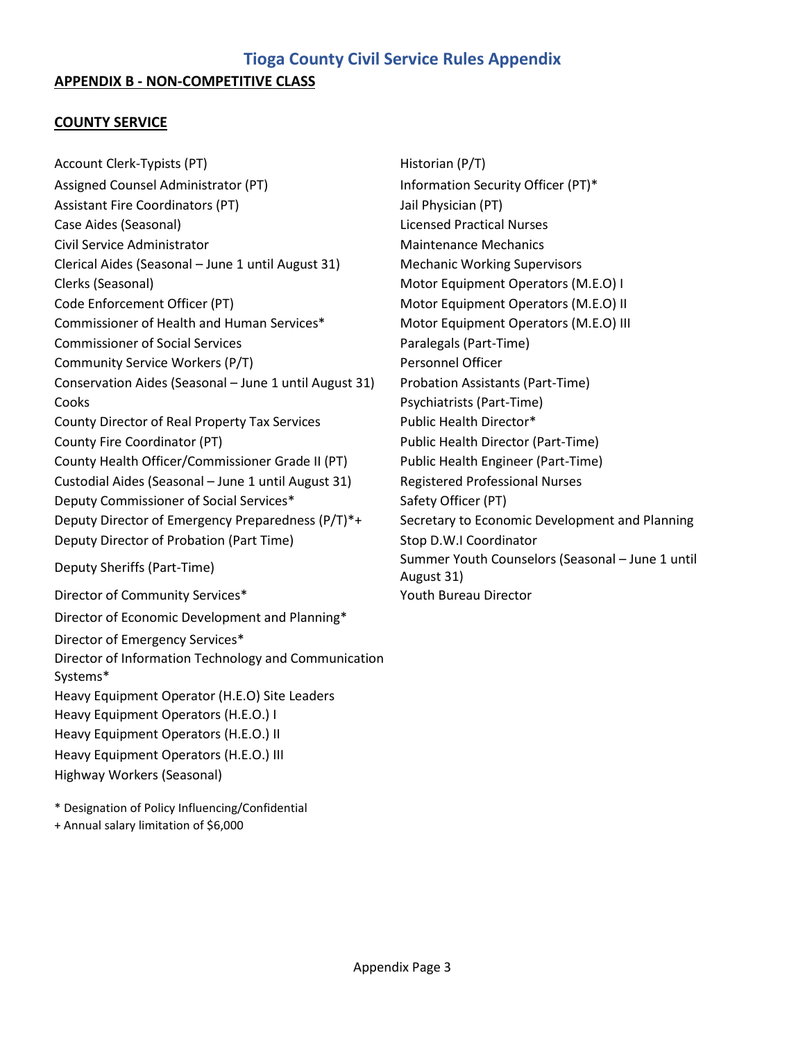# Tioga County Civil Service Rules Appendix

## APPENDIX B - NON-COMPETITIVE CLASS

### COUNTY SERVICE

Account Clerk-Typists (PT)
Assigned Counsel Administrator (PT)
Assistant Fire Coordinators (PT)
Case Aides (Seasonal)
Civil Service Administrator
Clerical Aides (Seasonal – June 1 until August 31)
Clerks (Seasonal)
Code Enforcement Officer (PT)
Commissioner of Health and Human Services*
Commissioner of Social Services
Community Service Workers (P/T)
Conservation Aides (Seasonal – June 1 until August 31)
Cooks
County Director of Real Property Tax Services
County Fire Coordinator (PT)
County Health Officer/Commissioner Grade II (PT)
Custodial Aides (Seasonal – June 1 until August 31)
Deputy Commissioner of Social Services*
Deputy Director of Emergency Preparedness (P/T)*+
Deputy Director of Probation (Part Time)
Deputy Sheriffs (Part-Time)
Director of Community Services*
Director of Economic Development and Planning*
Director of Emergency Services*
Director of Information Technology and Communication Systems*
Heavy Equipment Operator (H.E.O) Site Leaders
Heavy Equipment Operators (H.E.O.) I
Heavy Equipment Operators (H.E.O.) II
Heavy Equipment Operators (H.E.O.) III
Highway Workers (Seasonal)
Historian (P/T)
Information Security Officer (PT)*
Jail Physician (PT)
Licensed Practical Nurses
Maintenance Mechanics
Mechanic Working Supervisors
Motor Equipment Operators (M.E.O) I
Motor Equipment Operators (M.E.O) II
Motor Equipment Operators (M.E.O) III
Paralegals (Part-Time)
Personnel Officer
Probation Assistants (Part-Time)
Psychiatrists (Part-Time)
Public Health Director*
Public Health Director (Part-Time)
Public Health Engineer (Part-Time)
Registered Professional Nurses
Safety Officer (PT)
Secretary to Economic Development and Planning
Stop D.W.I Coordinator
Summer Youth Counselors (Seasonal – June 1 until August 31)
Youth Bureau Director

\* Designation of Policy Influencing/Confidential
\+ Annual salary limitation of $6,000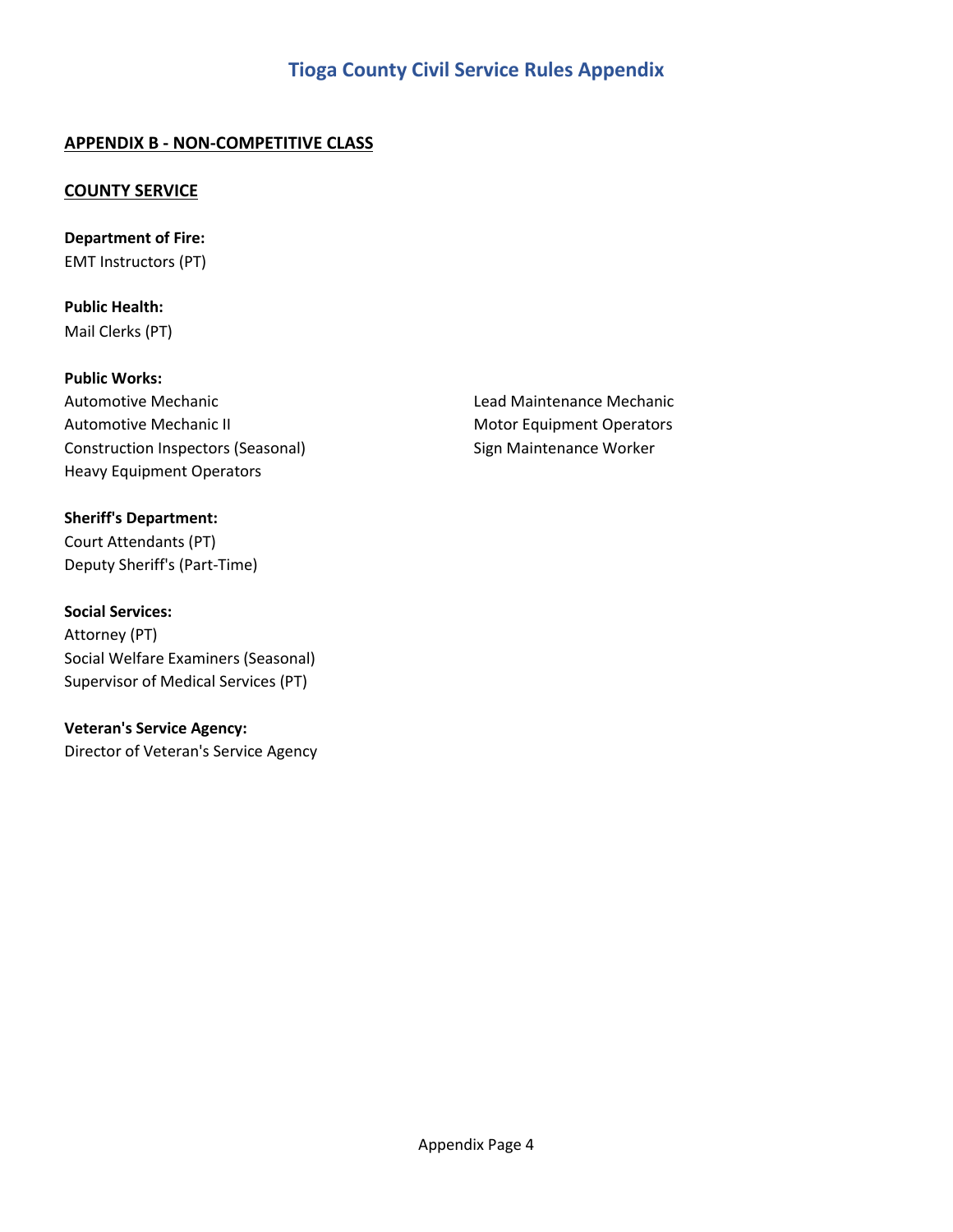**APPENDIX B - NON-COMPETITIVE CLASS**

**COUNTY SERVICE**

**Department of Fire:**
EMT Instructors (PT)

**Public Health:**
Mail Clerks (PT)

**Public Works:**
Automotive Mechanic
Automotive Mechanic II
Construction Inspectors (Seasonal)
Heavy Equipment Operators
Lead Maintenance Mechanic
Motor Equipment Operators
Sign Maintenance Worker

**Sheriff's Department:**
Court Attendants (PT)
Deputy Sheriff's (Part-Time)

**Social Services:**
Attorney (PT)
Social Welfare Examiners (Seasonal)
Supervisor of Medical Services (PT)

**Veteran's Service Agency:**
Director of Veteran's Service Agency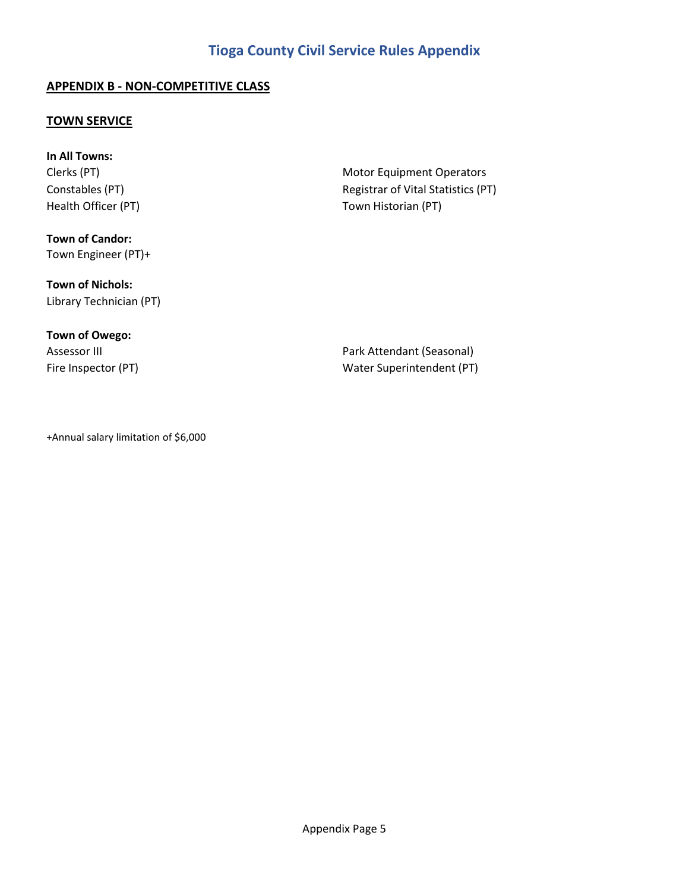# Tioga County Civil Service Rules Appendix

## APPENDIX B - NON-COMPETITIVE CLASS

### TOWN SERVICE

**In All Towns:**

Clerks (PT)
Constables (PT)
Health Officer (PT)
Motor Equipment Operators
Registrar of Vital Statistics (PT)
Town Historian (PT)

**Town of Candor:**

Town Engineer (PT)+

**Town of Nichols:**

Library Technician (PT)

**Town of Owego:**

Assessor III
Fire Inspector (PT)
Park Attendant (Seasonal)
Water Superintendent (PT)

+Annual salary limitation of $6,000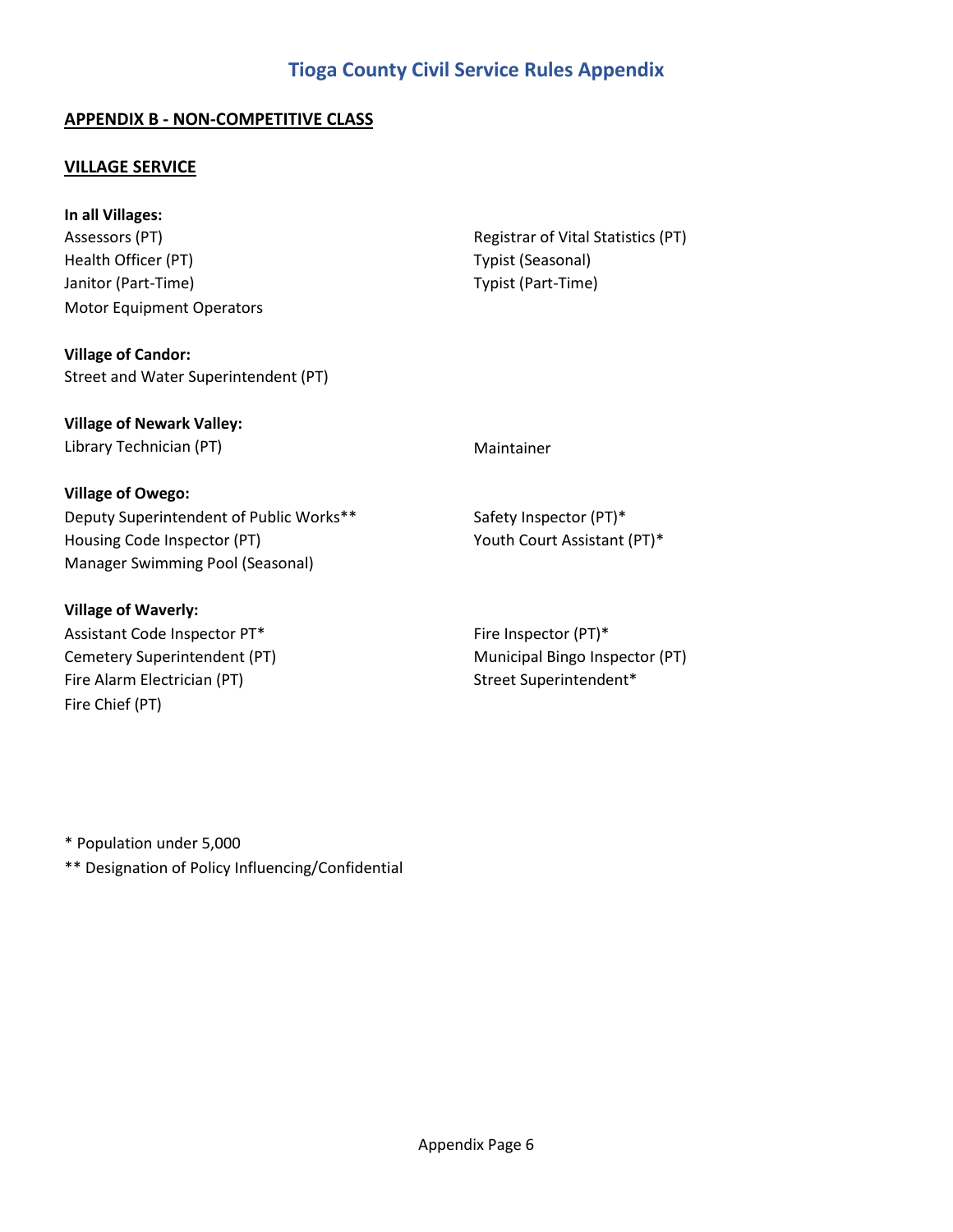# Tioga County Civil Service Rules Appendix

## APPENDIX B - NON-COMPETITIVE CLASS

### VILLAGE SERVICE

**In all Villages:**

Assessors (PT)
Health Officer (PT)
Janitor (Part-Time)
Motor Equipment Operators
Registrar of Vital Statistics (PT)
Typist (Seasonal)
Typist (Part-Time)

**Village of Candor:**

Street and Water Superintendent (PT)

**Village of Newark Valley:**

Library Technician (PT)
Maintainer

**Village of Owego:**

Deputy Superintendent of Public Works**
Housing Code Inspector (PT)
Manager Swimming Pool (Seasonal)
Safety Inspector (PT)*
Youth Court Assistant (PT)*

**Village of Waverly:**

Assistant Code Inspector PT*
Cemetery Superintendent (PT)
Fire Alarm Electrician (PT)
Fire Chief (PT)
Fire Inspector (PT)*
Municipal Bingo Inspector (PT)
Street Superintendent*

\* Population under 5,000

** Designation of Policy Influencing/Confidential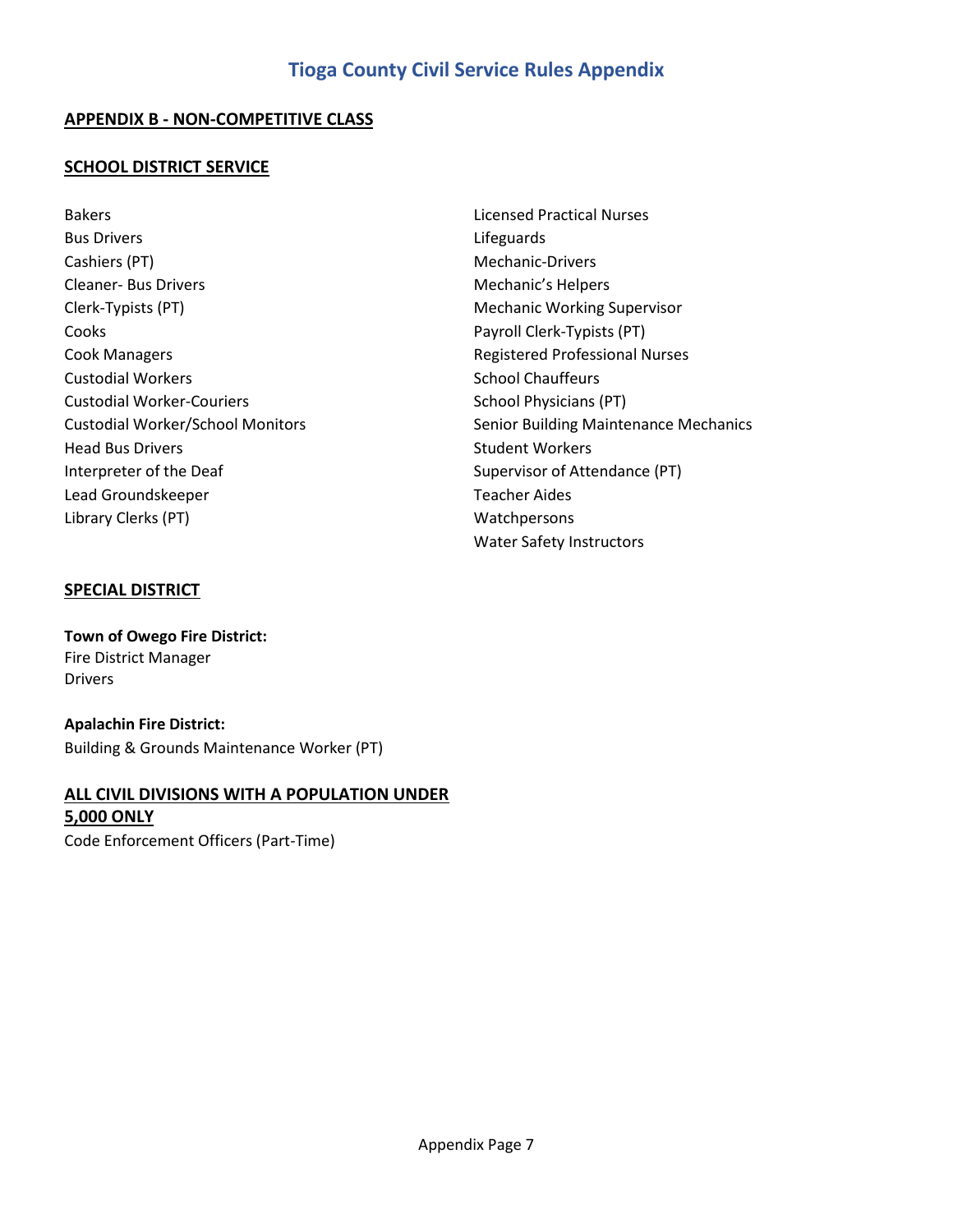## APPENDIX B - NON-COMPETITIVE CLASS

### SCHOOL DISTRICT SERVICE

Bakers
Bus Drivers
Cashiers (PT)
Cleaner- Bus Drivers
Clerk-Typists (PT)
Cooks
Cook Managers
Custodial Workers
Custodial Worker-Couriers
Custodial Worker/School Monitors
Head Bus Drivers
Interpreter of the Deaf
Lead Groundskeeper
Library Clerks (PT)
Licensed Practical Nurses
Lifeguards
Mechanic-Drivers
Mechanic's Helpers
Mechanic Working Supervisor
Payroll Clerk-Typists (PT)
Registered Professional Nurses
School Chauffeurs
School Physicians (PT)
Senior Building Maintenance Mechanics
Student Workers
Supervisor of Attendance (PT)
Teacher Aides
Watchpersons
Water Safety Instructors

### SPECIAL DISTRICT

**Town of Owego Fire District:**
Fire District Manager
Drivers

**Apalachin Fire District:**
Building & Grounds Maintenance Worker (PT)

### ALL CIVIL DIVISIONS WITH A POPULATION UNDER 5,000 ONLY

Code Enforcement Officers (Part-Time)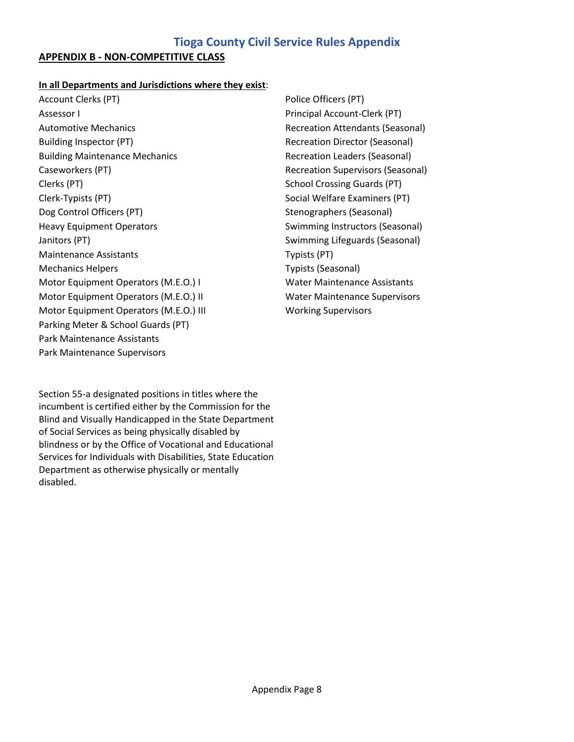# Tioga County Civil Service Rules Appendix

## APPENDIX B - NON-COMPETITIVE CLASS

**In all Departments and Jurisdictions where they exist**:

Account Clerks (PT)
Assessor I
Automotive Mechanics
Building Inspector (PT)
Building Maintenance Mechanics
Caseworkers (PT)
Clerks (PT)
Clerk-Typists (PT)
Dog Control Officers (PT)
Heavy Equipment Operators
Janitors (PT)
Maintenance Assistants
Mechanics Helpers
Motor Equipment Operators (M.E.O.) I
Motor Equipment Operators (M.E.O.) II
Motor Equipment Operators (M.E.O.) III
Parking Meter & School Guards (PT)
Park Maintenance Assistants
Park Maintenance Supervisors
Police Officers (PT)
Principal Account-Clerk (PT)
Recreation Attendants (Seasonal)
Recreation Director (Seasonal)
Recreation Leaders (Seasonal)
Recreation Supervisors (Seasonal)
School Crossing Guards (PT)
Social Welfare Examiners (PT)
Stenographers (Seasonal)
Swimming Instructors (Seasonal)
Swimming Lifeguards (Seasonal)
Typists (PT)
Typists (Seasonal)
Water Maintenance Assistants
Water Maintenance Supervisors
Working Supervisors

Section 55-a designated positions in titles where the incumbent is certified either by the Commission for the Blind and Visually Handicapped in the State Department of Social Services as being physically disabled by blindness or by the Office of Vocational and Educational Services for Individuals with Disabilities, State Education Department as otherwise physically or mentally disabled.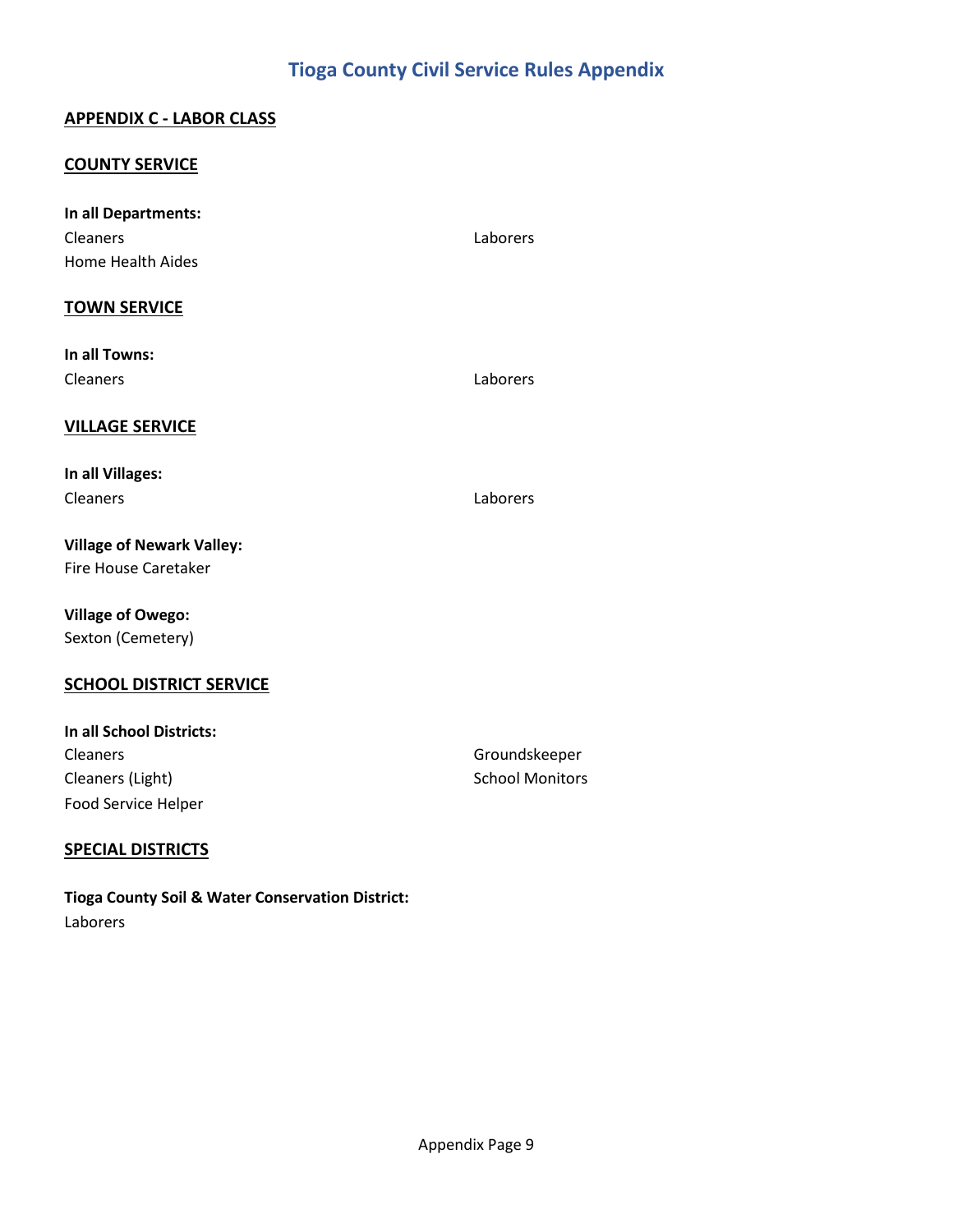# Tioga County Civil Service Rules Appendix

## APPENDIX C - LABOR CLASS

### COUNTY SERVICE

**In all Departments:**

Cleaners
Home Health Aides
Laborers

### TOWN SERVICE

**In all Towns:**

Cleaners
Laborers

### VILLAGE SERVICE

**In all Villages:**

Cleaners
Laborers

**Village of Newark Valley:**

Fire House Caretaker

**Village of Owego:**

Sexton (Cemetery)

### SCHOOL DISTRICT SERVICE

**In all School Districts:**

Cleaners
Cleaners (Light)
Food Service Helper
Groundskeeper
School Monitors

### SPECIAL DISTRICTS

**Tioga County Soil & Water Conservation District:**

Laborers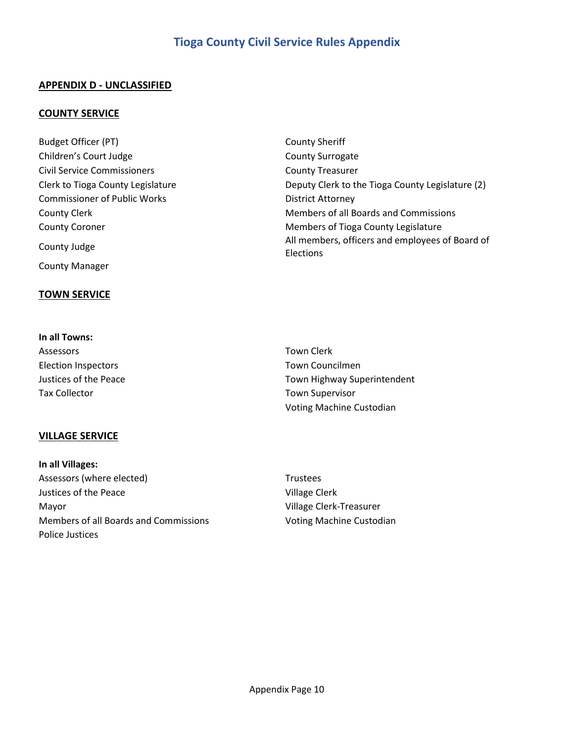# Tioga County Civil Service Rules Appendix

## APPENDIX D - UNCLASSIFIED

### COUNTY SERVICE

Budget Officer (PT)
Children's Court Judge
Civil Service Commissioners
Clerk to Tioga County Legislature
Commissioner of Public Works
County Clerk
County Coroner
County Judge
County Manager
County Sheriff
County Surrogate
County Treasurer
Deputy Clerk to the Tioga County Legislature (2)
District Attorney
Members of all Boards and Commissions
Members of Tioga County Legislature
All members, officers and employees of Board of Elections

### TOWN SERVICE

**In all Towns:**

Assessors
Election Inspectors
Justices of the Peace
Tax Collector
Town Clerk
Town Councilmen
Town Highway Superintendent
Town Supervisor
Voting Machine Custodian

### VILLAGE SERVICE

**In all Villages:**

Assessors (where elected)
Justices of the Peace
Mayor
Members of all Boards and Commissions
Police Justices
Trustees
Village Clerk
Village Clerk-Treasurer
Voting Machine Custodian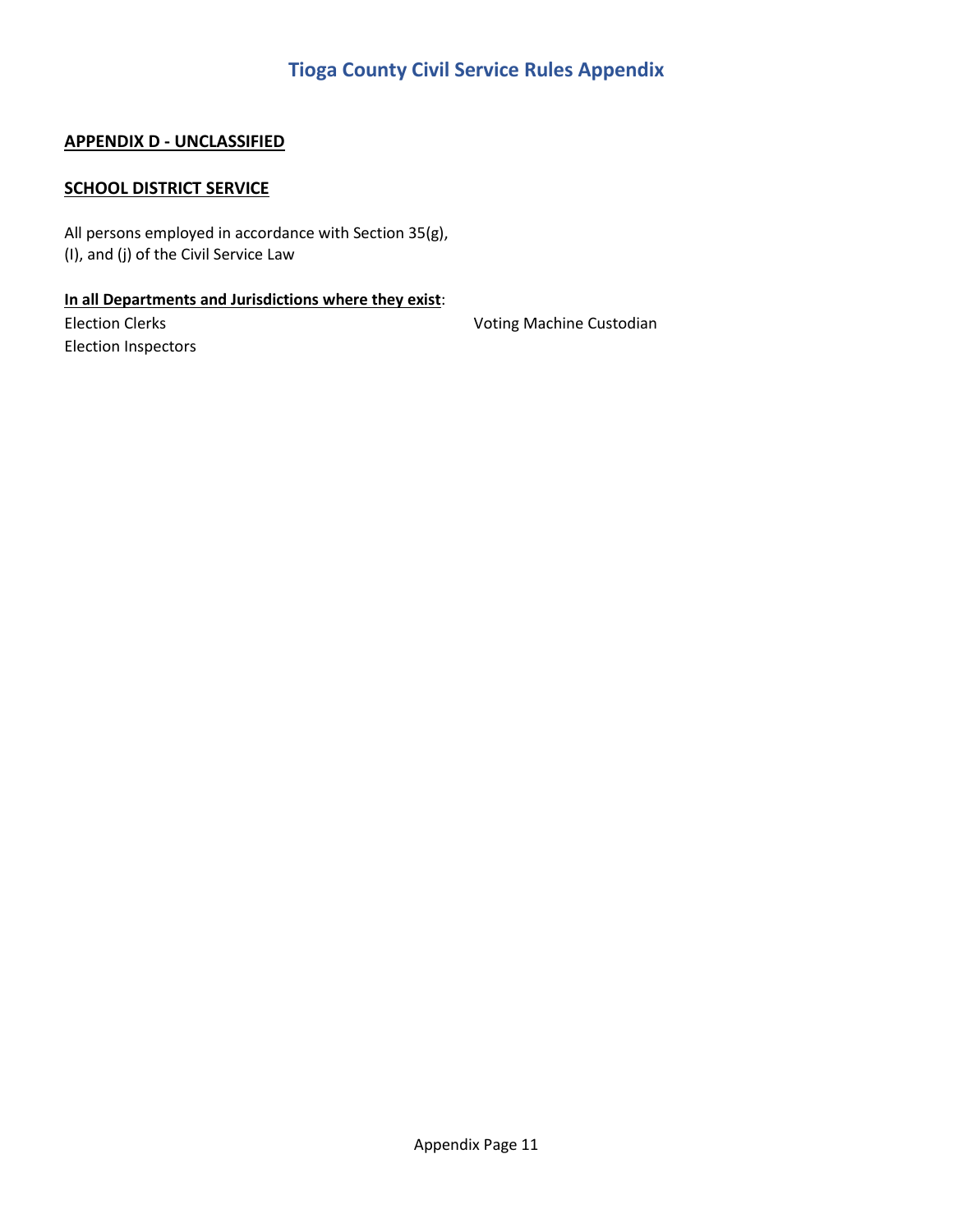# Tioga County Civil Service Rules Appendix

**APPENDIX D - UNCLASSIFIED**

**SCHOOL DISTRICT SERVICE**

All persons employed in accordance with Section 35(g), (I), and (j) of the Civil Service Law

**In all Departments and Jurisdictions where they exist**:

Election Clerks
Election Inspectors
Voting Machine Custodian